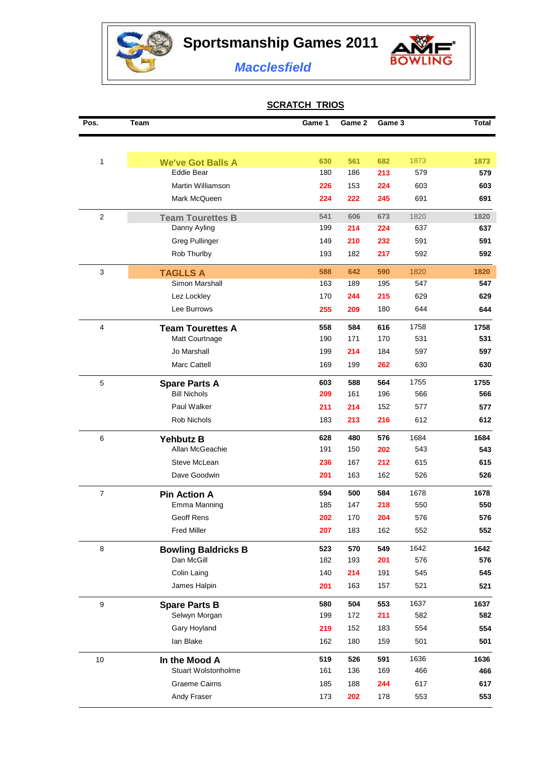# Sportsmanship Games 2011

## *Macclesfield*

### SCRATCH TRIOS

| Pos. | Team | Game 1 | Game 2 | Game 3 | | Total |
|---|---|---|---|---|---|---|
| 1 | **We've Got Balls A** | 630 | 561 | 682 | 1873 | 1873 |
| | Eddie Bear | 180 | 186 | 213 | 579 | 579 |
| | Martin Williamson | 226 | 153 | 224 | 603 | 603 |
| | Mark McQueen | 224 | 222 | 245 | 691 | 691 |
| 2 | **Team Tourettes B** | 541 | 606 | 673 | 1820 | 1820 |
| | Danny Ayling | 199 | 214 | 224 | 637 | 637 |
| | Greg Pullinger | 149 | 210 | 232 | 591 | 591 |
| | Rob Thurlby | 193 | 182 | 217 | 592 | 592 |
| 3 | **TAGLLS A** | 588 | 642 | 590 | 1820 | 1820 |
| | Simon Marshall | 163 | 189 | 195 | 547 | 547 |
| | Lez Lockley | 170 | 244 | 215 | 629 | 629 |
| | Lee Burrows | 255 | 209 | 180 | 644 | 644 |
| 4 | **Team Tourettes A** | 558 | 584 | 616 | 1758 | 1758 |
| | Matt Courtnage | 190 | 171 | 170 | 531 | 531 |
| | Jo Marshall | 199 | 214 | 184 | 597 | 597 |
| | Marc Cattell | 169 | 199 | 262 | 630 | 630 |
| 5 | **Spare Parts A** | 603 | 588 | 564 | 1755 | 1755 |
| | Bill Nichols | 209 | 161 | 196 | 566 | 566 |
| | Paul Walker | 211 | 214 | 152 | 577 | 577 |
| | Rob Nichols | 183 | 213 | 216 | 612 | 612 |
| 6 | **Yehbutz B** | 628 | 480 | 576 | 1684 | 1684 |
| | Allan McGeachie | 191 | 150 | 202 | 543 | 543 |
| | Steve McLean | 236 | 167 | 212 | 615 | 615 |
| | Dave Goodwin | 201 | 163 | 162 | 526 | 526 |
| 7 | **Pin Action A** | 594 | 500 | 584 | 1678 | 1678 |
| | Emma Manning | 185 | 147 | 218 | 550 | 550 |
| | Geoff Rens | 202 | 170 | 204 | 576 | 576 |
| | Fred Miller | 207 | 183 | 162 | 552 | 552 |
| 8 | **Bowling Baldricks B** | 523 | 570 | 549 | 1642 | 1642 |
| | Dan McGill | 182 | 193 | 201 | 576 | 576 |
| | Colin Laing | 140 | 214 | 191 | 545 | 545 |
| | James Halpin | 201 | 163 | 157 | 521 | 521 |
| 9 | **Spare Parts B** | 580 | 504 | 553 | 1637 | 1637 |
| | Selwyn Morgan | 199 | 172 | 211 | 582 | 582 |
| | Gary Hoyland | 219 | 152 | 183 | 554 | 554 |
| | Ian Blake | 162 | 180 | 159 | 501 | 501 |
| 10 | **In the Mood A** | 519 | 526 | 591 | 1636 | 1636 |
| | Stuart Wolstonholme | 161 | 136 | 169 | 466 | 466 |
| | Graeme Cairns | 185 | 188 | 244 | 617 | 617 |
| | Andy Fraser | 173 | 202 | 178 | 553 | 553 |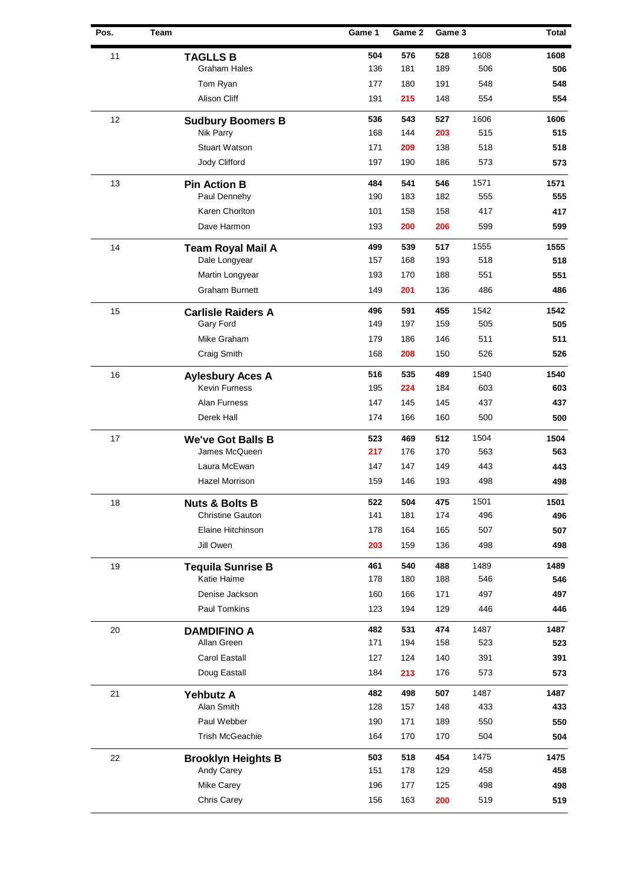| Pos. | Team | Game 1 | Game 2 | Game 3 | | Total |
|---|---|---|---|---|---|---|
| 11 | **TAGLLS B** | **504** | **576** | **528** | 1608 | **1608** |
| | Graham Hales | 136 | 181 | 189 | 506 | **506** |
| | Tom Ryan | 177 | 180 | 191 | 548 | **548** |
| | Alison Cliff | 191 | **215** | 148 | 554 | **554** |
| 12 | **Sudbury Boomers B** | **536** | **543** | **527** | 1606 | **1606** |
| | Nik Parry | 168 | 144 | **203** | 515 | **515** |
| | Stuart Watson | 171 | **209** | 138 | 518 | **518** |
| | Jody Clifford | 197 | 190 | 186 | 573 | **573** |
| 13 | **Pin Action B** | **484** | **541** | **546** | 1571 | **1571** |
| | Paul Dennehy | 190 | 183 | 182 | 555 | **555** |
| | Karen Chorlton | 101 | 158 | 158 | 417 | **417** |
| | Dave Harmon | 193 | **200** | **206** | 599 | **599** |
| 14 | **Team Royal Mail A** | **499** | **539** | **517** | 1555 | **1555** |
| | Dale Longyear | 157 | 168 | 193 | 518 | **518** |
| | Martin Longyear | 193 | 170 | 188 | 551 | **551** |
| | Graham Burnett | 149 | **201** | 136 | 486 | **486** |
| 15 | **Carlisle Raiders A** | **496** | **591** | **455** | 1542 | **1542** |
| | Gary Ford | 149 | 197 | 159 | 505 | **505** |
| | Mike Graham | 179 | 186 | 146 | 511 | **511** |
| | Craig Smith | 168 | **208** | 150 | 526 | **526** |
| 16 | **Aylesbury Aces A** | **516** | **535** | **489** | 1540 | **1540** |
| | Kevin Furness | 195 | **224** | 184 | 603 | **603** |
| | Alan Furness | 147 | 145 | 145 | 437 | **437** |
| | Derek Hall | 174 | 166 | 160 | 500 | **500** |
| 17 | **We've Got Balls B** | **523** | **469** | **512** | 1504 | **1504** |
| | James McQueen | **217** | 176 | 170 | 563 | **563** |
| | Laura McEwan | 147 | 147 | 149 | 443 | **443** |
| | Hazel Morrison | 159 | 146 | 193 | 498 | **498** |
| 18 | **Nuts & Bolts B** | **522** | **504** | **475** | 1501 | **1501** |
| | Christine Gauton | 141 | 181 | 174 | 496 | **496** |
| | Elaine Hitchinson | 178 | 164 | 165 | 507 | **507** |
| | Jill Owen | **203** | 159 | 136 | 498 | **498** |
| 19 | **Tequila Sunrise B** | **461** | **540** | **488** | 1489 | **1489** |
| | Katie Haime | 178 | 180 | 188 | 546 | **546** |
| | Denise Jackson | 160 | 166 | 171 | 497 | **497** |
| | Paul Tomkins | 123 | 194 | 129 | 446 | **446** |
| 20 | **DAMDIFINO A** | **482** | **531** | **474** | 1487 | **1487** |
| | Allan Green | 171 | 194 | 158 | 523 | **523** |
| | Carol Eastall | 127 | 124 | 140 | 391 | **391** |
| | Doug Eastall | 184 | **213** | 176 | 573 | **573** |
| 21 | **Yehbutz A** | **482** | **498** | **507** | 1487 | **1487** |
| | Alan Smith | 128 | 157 | 148 | 433 | **433** |
| | Paul Webber | 190 | 171 | 189 | 550 | **550** |
| | Trish McGeachie | 164 | 170 | 170 | 504 | **504** |
| 22 | **Brooklyn Heights B** | **503** | **518** | **454** | 1475 | **1475** |
| | Andy Carey | 151 | 178 | 129 | 458 | **458** |
| | Mike Carey | 196 | 177 | 125 | 498 | **498** |
| | Chris Carey | 156 | 163 | **200** | 519 | **519** |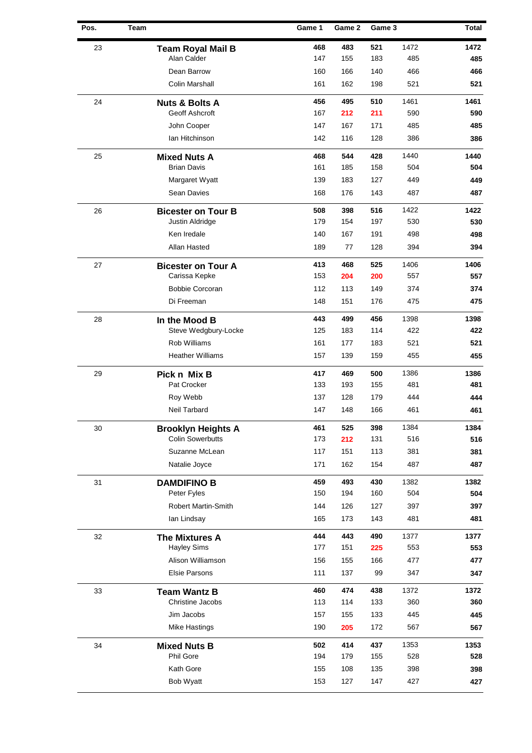| Pos. | Team | Game 1 | Game 2 | Game 3 | | Total |
|---|---|---|---|---|---|---|
| 23 | **Team Royal Mail B** | **468** | **483** | **521** | 1472 | **1472** |
| | Alan Calder | 147 | 155 | 183 | 485 | **485** |
| | Dean Barrow | 160 | 166 | 140 | 466 | **466** |
| | Colin Marshall | 161 | 162 | 198 | 521 | **521** |
| 24 | **Nuts & Bolts A** | **456** | **495** | **510** | 1461 | **1461** |
| | Geoff Ashcroft | 167 | **212** | **211** | 590 | **590** |
| | John Cooper | 147 | 167 | 171 | 485 | **485** |
| | Ian Hitchinson | 142 | 116 | 128 | 386 | **386** |
| 25 | **Mixed Nuts A** | **468** | **544** | **428** | 1440 | **1440** |
| | Brian Davis | 161 | 185 | 158 | 504 | **504** |
| | Margaret Wyatt | 139 | 183 | 127 | 449 | **449** |
| | Sean Davies | 168 | 176 | 143 | 487 | **487** |
| 26 | **Bicester on Tour B** | **508** | **398** | **516** | 1422 | **1422** |
| | Justin Aldridge | 179 | 154 | 197 | 530 | **530** |
| | Ken Iredale | 140 | 167 | 191 | 498 | **498** |
| | Allan Hasted | 189 | 77 | 128 | 394 | **394** |
| 27 | **Bicester on Tour A** | **413** | **468** | **525** | 1406 | **1406** |
| | Carissa Kepke | 153 | **204** | **200** | 557 | **557** |
| | Bobbie Corcoran | 112 | 113 | 149 | 374 | **374** |
| | Di Freeman | 148 | 151 | 176 | 475 | **475** |
| 28 | **In the Mood B** | **443** | **499** | **456** | 1398 | **1398** |
| | Steve Wedgbury-Locke | 125 | 183 | 114 | 422 | **422** |
| | Rob Williams | 161 | 177 | 183 | 521 | **521** |
| | Heather Williams | 157 | 139 | 159 | 455 | **455** |
| 29 | **Pick n Mix B** | **417** | **469** | **500** | 1386 | **1386** |
| | Pat Crocker | 133 | 193 | 155 | 481 | **481** |
| | Roy Webb | 137 | 128 | 179 | 444 | **444** |
| | Neil Tarbard | 147 | 148 | 166 | 461 | **461** |
| 30 | **Brooklyn Heights A** | **461** | **525** | **398** | 1384 | **1384** |
| | Colin Sowerbutts | 173 | **212** | 131 | 516 | **516** |
| | Suzanne McLean | 117 | 151 | 113 | 381 | **381** |
| | Natalie Joyce | 171 | 162 | 154 | 487 | **487** |
| 31 | **DAMDIFINO B** | **459** | **493** | **430** | 1382 | **1382** |
| | Peter Fyles | 150 | 194 | 160 | 504 | **504** |
| | Robert Martin-Smith | 144 | 126 | 127 | 397 | **397** |
| | Ian Lindsay | 165 | 173 | 143 | 481 | **481** |
| 32 | **The Mixtures A** | **444** | **443** | **490** | 1377 | **1377** |
| | Hayley Sims | 177 | 151 | **225** | 553 | **553** |
| | Alison Williamson | 156 | 155 | 166 | 477 | **477** |
| | Elsie Parsons | 111 | 137 | 99 | 347 | **347** |
| 33 | **Team Wantz B** | **460** | **474** | **438** | 1372 | **1372** |
| | Christine Jacobs | 113 | 114 | 133 | 360 | **360** |
| | Jim Jacobs | 157 | 155 | 133 | 445 | **445** |
| | Mike Hastings | 190 | **205** | 172 | 567 | **567** |
| 34 | **Mixed Nuts B** | **502** | **414** | **437** | 1353 | **1353** |
| | Phil Gore | 194 | 179 | 155 | 528 | **528** |
| | Kath Gore | 155 | 108 | 135 | 398 | **398** |
| | Bob Wyatt | 153 | 127 | 147 | 427 | **427** |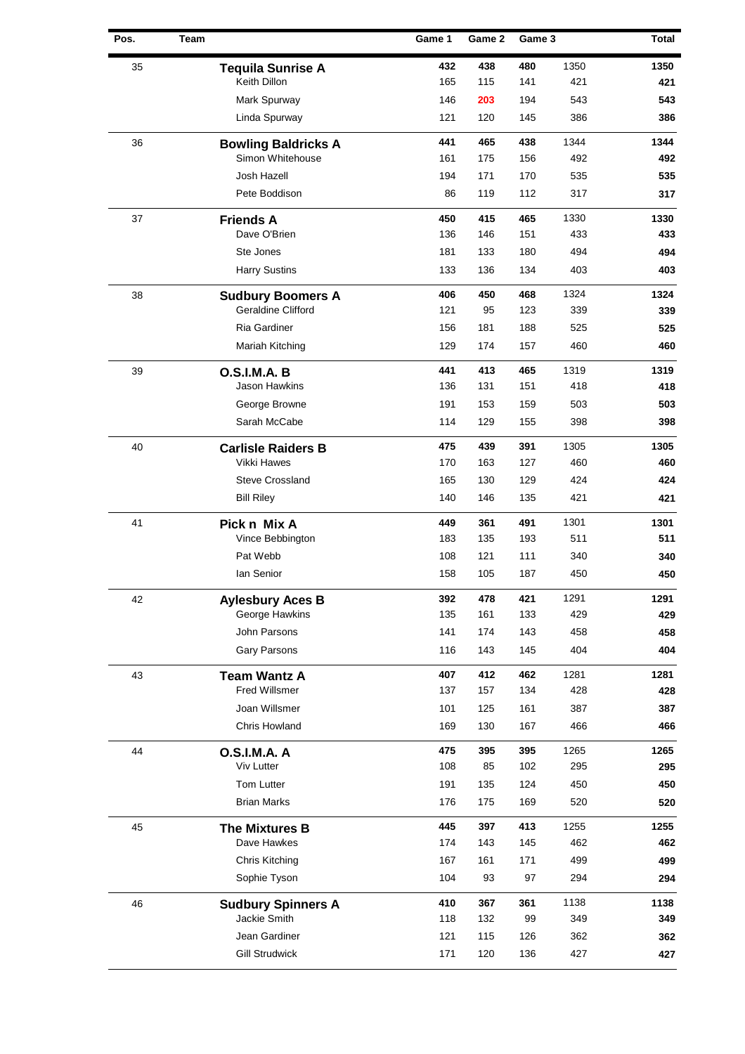| Pos. | Team | Game 1 | Game 2 | Game 3 | | Total |
|---|---|---|---|---|---|---|
| 35 | **Tequila Sunrise A** | **432** | **438** | **480** | 1350 | **1350** |
| | Keith Dillon | 165 | 115 | 141 | 421 | **421** |
| | Mark Spurway | 146 | **203** | 194 | 543 | **543** |
| | Linda Spurway | 121 | 120 | 145 | 386 | **386** |
| 36 | **Bowling Baldricks A** | **441** | **465** | **438** | 1344 | **1344** |
| | Simon Whitehouse | 161 | 175 | 156 | 492 | **492** |
| | Josh Hazell | 194 | 171 | 170 | 535 | **535** |
| | Pete Boddison | 86 | 119 | 112 | 317 | **317** |
| 37 | **Friends A** | **450** | **415** | **465** | 1330 | **1330** |
| | Dave O'Brien | 136 | 146 | 151 | 433 | **433** |
| | Ste Jones | 181 | 133 | 180 | 494 | **494** |
| | Harry Sustins | 133 | 136 | 134 | 403 | **403** |
| 38 | **Sudbury Boomers A** | **406** | **450** | **468** | 1324 | **1324** |
| | Geraldine Clifford | 121 | 95 | 123 | 339 | **339** |
| | Ria Gardiner | 156 | 181 | 188 | 525 | **525** |
| | Mariah Kitching | 129 | 174 | 157 | 460 | **460** |
| 39 | **O.S.I.M.A. B** | **441** | **413** | **465** | 1319 | **1319** |
| | Jason Hawkins | 136 | 131 | 151 | 418 | **418** |
| | George Browne | 191 | 153 | 159 | 503 | **503** |
| | Sarah McCabe | 114 | 129 | 155 | 398 | **398** |
| 40 | **Carlisle Raiders B** | **475** | **439** | **391** | 1305 | **1305** |
| | Vikki Hawes | 170 | 163 | 127 | 460 | **460** |
| | Steve Crossland | 165 | 130 | 129 | 424 | **424** |
| | Bill Riley | 140 | 146 | 135 | 421 | **421** |
| 41 | **Pick n Mix A** | **449** | **361** | **491** | 1301 | **1301** |
| | Vince Bebbington | 183 | 135 | 193 | 511 | **511** |
| | Pat Webb | 108 | 121 | 111 | 340 | **340** |
| | Ian Senior | 158 | 105 | 187 | 450 | **450** |
| 42 | **Aylesbury Aces B** | **392** | **478** | **421** | 1291 | **1291** |
| | George Hawkins | 135 | 161 | 133 | 429 | **429** |
| | John Parsons | 141 | 174 | 143 | 458 | **458** |
| | Gary Parsons | 116 | 143 | 145 | 404 | **404** |
| 43 | **Team Wantz A** | **407** | **412** | **462** | 1281 | **1281** |
| | Fred Willsmer | 137 | 157 | 134 | 428 | **428** |
| | Joan Willsmer | 101 | 125 | 161 | 387 | **387** |
| | Chris Howland | 169 | 130 | 167 | 466 | **466** |
| 44 | **O.S.I.M.A. A** | **475** | **395** | **395** | 1265 | **1265** |
| | Viv Lutter | 108 | 85 | 102 | 295 | **295** |
| | Tom Lutter | 191 | 135 | 124 | 450 | **450** |
| | Brian Marks | 176 | 175 | 169 | 520 | **520** |
| 45 | **The Mixtures B** | **445** | **397** | **413** | 1255 | **1255** |
| | Dave Hawkes | 174 | 143 | 145 | 462 | **462** |
| | Chris Kitching | 167 | 161 | 171 | 499 | **499** |
| | Sophie Tyson | 104 | 93 | 97 | 294 | **294** |
| 46 | **Sudbury Spinners A** | **410** | **367** | **361** | 1138 | **1138** |
| | Jackie Smith | 118 | 132 | 99 | 349 | **349** |
| | Jean Gardiner | 121 | 115 | 126 | 362 | **362** |
| | Gill Strudwick | 171 | 120 | 136 | 427 | **427** |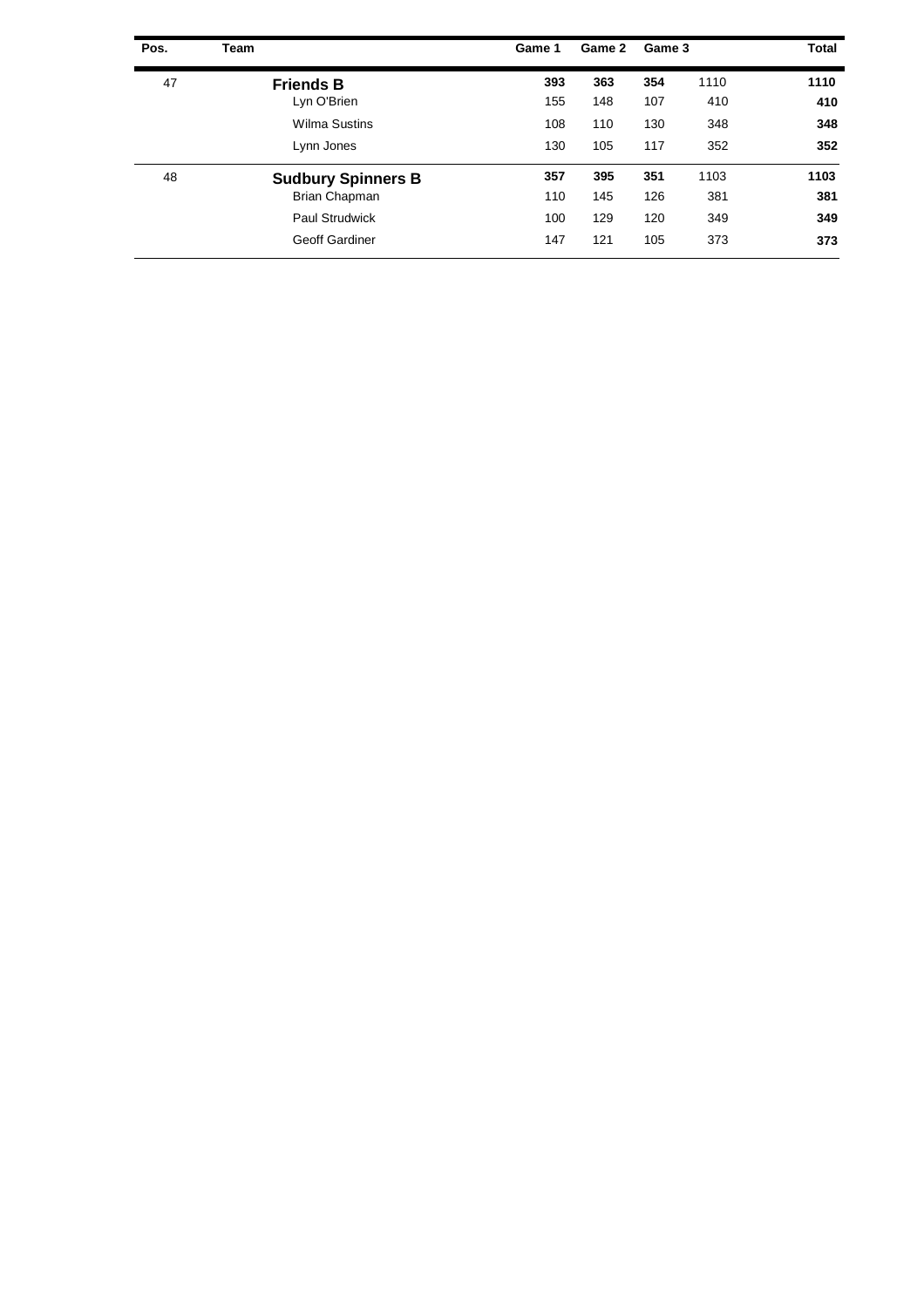| Pos. | Team | Game 1 | Game 2 | Game 3 | | Total |
|---|---|---|---|---|---|---|
| 47 | **Friends B** | **393** | **363** | **354** | 1110 | **1110** |
| | Lyn O'Brien | 155 | 148 | 107 | 410 | **410** |
| | Wilma Sustins | 108 | 110 | 130 | 348 | **348** |
| | Lynn Jones | 130 | 105 | 117 | 352 | **352** |
| 48 | **Sudbury Spinners B** | **357** | **395** | **351** | 1103 | **1103** |
| | Brian Chapman | 110 | 145 | 126 | 381 | **381** |
| | Paul Strudwick | 100 | 129 | 120 | 349 | **349** |
| | Geoff Gardiner | 147 | 121 | 105 | 373 | **373** |